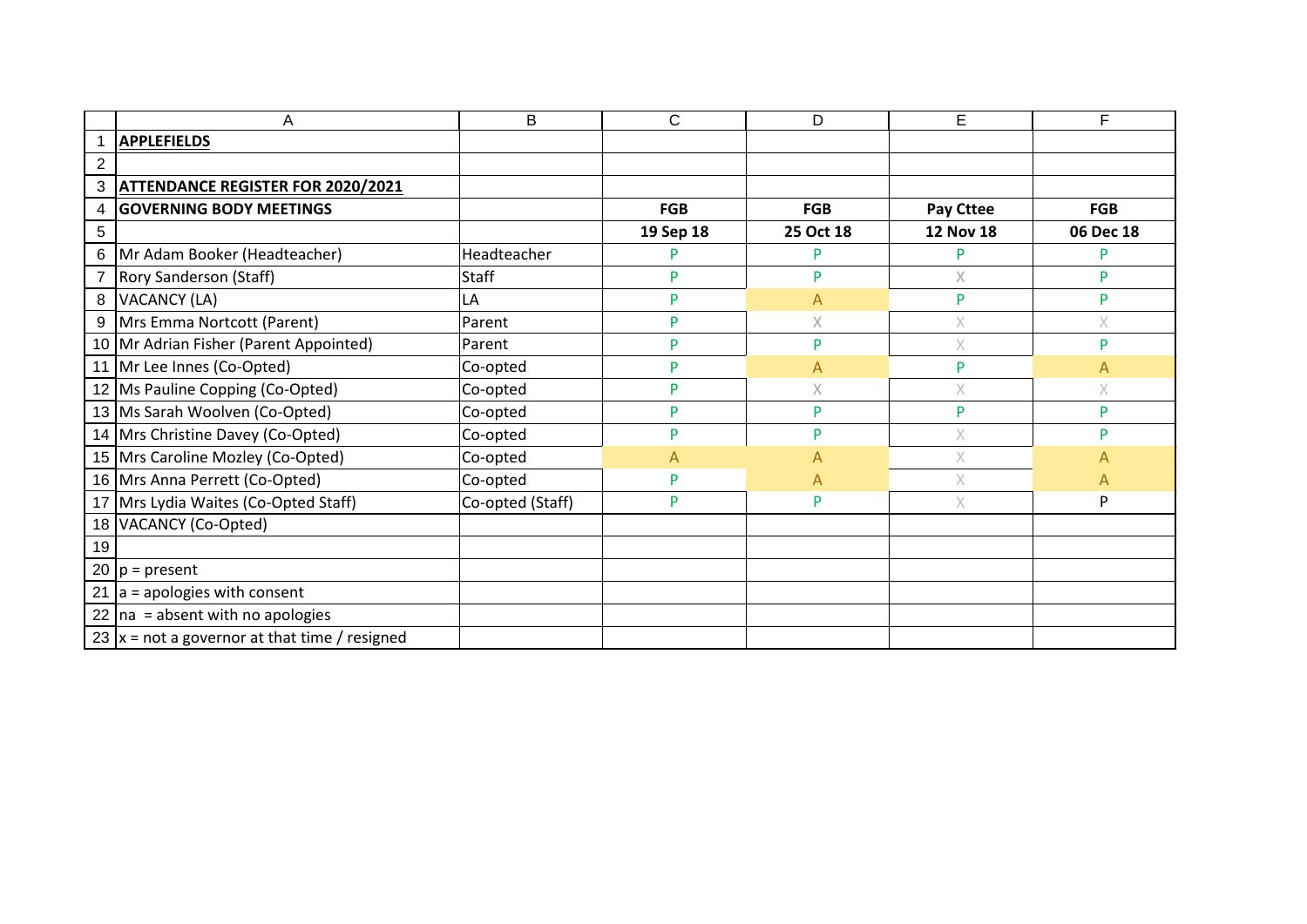**APPLEFIELDS**

**ATTENDANCE REGISTER FOR 2020/2021**

| GOVERNING BODY MEETINGS | | FGB | FGB | Pay Cttee | FGB |
|---|---|---|---|---|---|
| | | 19 Sep 18 | 25 Oct 18 | 12 Nov 18 | 06 Dec 18 |
| Mr Adam Booker (Headteacher) | Headteacher | P | P | P | P |
| Rory Sanderson (Staff) | Staff | P | P | X | P |
| VACANCY (LA) | LA | P | A | P | P |
| Mrs Emma Nortcott (Parent) | Parent | P | X | X | X |
| Mr Adrian Fisher (Parent Appointed) | Parent | P | P | X | P |
| Mr Lee Innes (Co-Opted) | Co-opted | P | A | P | A |
| Ms Pauline Copping (Co-Opted) | Co-opted | P | X | X | X |
| Ms Sarah Woolven (Co-Opted) | Co-opted | P | P | P | P |
| Mrs Christine Davey (Co-Opted) | Co-opted | P | P | X | P |
| Mrs Caroline Mozley (Co-Opted) | Co-opted | A | A | X | A |
| Mrs Anna Perrett (Co-Opted) | Co-opted | P | A | X | A |
| Mrs Lydia Waites (Co-Opted Staff) | Co-opted (Staff) | P | P | X | P |
| VACANCY (Co-Opted) | | | | | |

p = present

a = apologies with consent

na = absent with no apologies

x = not a governor at that time / resigned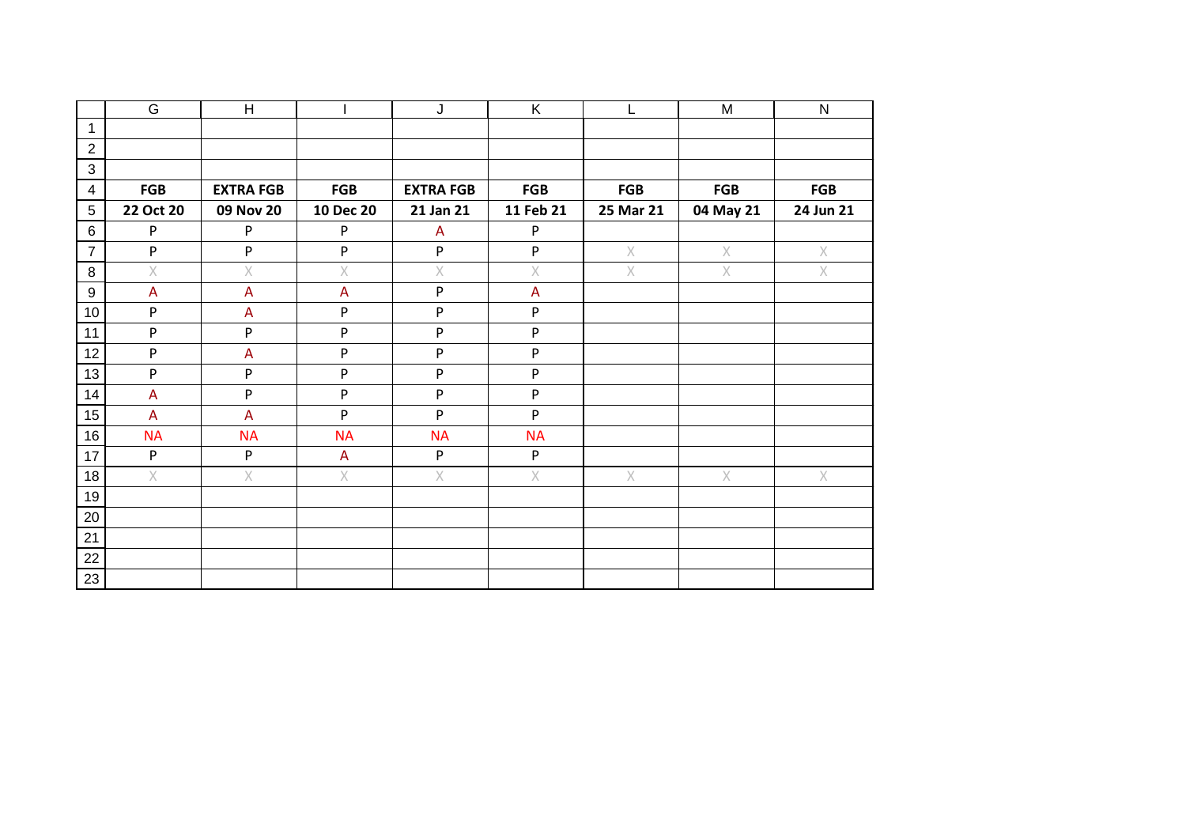| | G | H | I | J | K | L | M | N |
|---|---|---|---|---|---|---|---|---|
| 1 | | | | | | | | |
| 2 | | | | | | | | |
| 3 | | | | | | | | |
| 4 | **FGB** | **EXTRA FGB** | **FGB** | **EXTRA FGB** | **FGB** | **FGB** | **FGB** | **FGB** |
| 5 | **22 Oct 20** | **09 Nov 20** | **10 Dec 20** | **21 Jan 21** | **11 Feb 21** | **25 Mar 21** | **04 May 21** | **24 Jun 21** |
| 6 | P | P | P | A | P | | | |
| 7 | P | P | P | P | P | X | X | X |
| 8 | X | X | X | X | X | X | X | X |
| 9 | A | A | A | P | A | | | |
| 10 | P | A | P | P | P | | | |
| 11 | P | P | P | P | P | | | |
| 12 | P | A | P | P | P | | | |
| 13 | P | P | P | P | P | | | |
| 14 | A | P | P | P | P | | | |
| 15 | A | A | P | P | P | | | |
| 16 | NA | NA | NA | NA | NA | | | |
| 17 | P | P | A | P | P | | | |
| 18 | X | X | X | X | X | X | X | X |
| 19 | | | | | | | | |
| 20 | | | | | | | | |
| 21 | | | | | | | | |
| 22 | | | | | | | | |
| 23 | | | | | | | | |